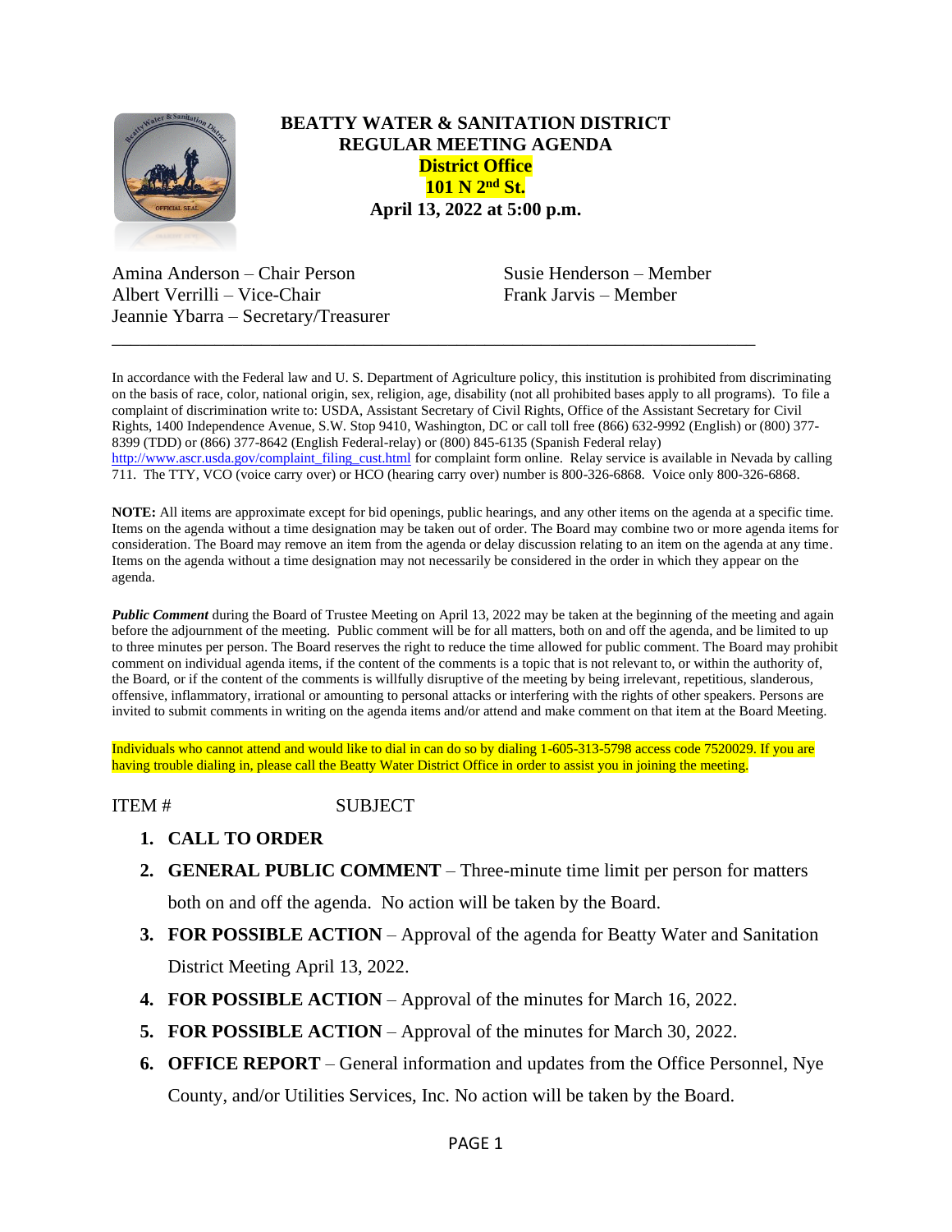# BEATTY WATER & SANITATION DISTRICT
## REGULAR MEETING AGENDA
**District Office**
**101 N 2nd St.**
**April 13, 2022 at 5:00 p.m.**

Amina Anderson – Chair Person
Albert Verrilli – Vice-Chair
Jeannie Ybarra – Secretary/Treasurer
Susie Henderson – Member
Frank Jarvis – Member

---

In accordance with the Federal law and U. S. Department of Agriculture policy, this institution is prohibited from discriminating on the basis of race, color, national origin, sex, religion, age, disability (not all prohibited bases apply to all programs). To file a complaint of discrimination write to: USDA, Assistant Secretary of Civil Rights, Office of the Assistant Secretary for Civil Rights, 1400 Independence Avenue, S.W. Stop 9410, Washington, DC or call toll free (866) 632-9992 (English) or (800) 377-8399 (TDD) or (866) 377-8642 (English Federal-relay) or (800) 845-6135 (Spanish Federal relay) http://www.ascr.usda.gov/complaint_filing_cust.html for complaint form online. Relay service is available in Nevada by calling 711. The TTY, VCO (voice carry over) or HCO (hearing carry over) number is 800-326-6868. Voice only 800-326-6868.

**NOTE:** All items are approximate except for bid openings, public hearings, and any other items on the agenda at a specific time. Items on the agenda without a time designation may be taken out of order. The Board may combine two or more agenda items for consideration. The Board may remove an item from the agenda or delay discussion relating to an item on the agenda at any time. Items on the agenda without a time designation may not necessarily be considered in the order in which they appear on the agenda.

***Public Comment*** during the Board of Trustee Meeting on April 13, 2022 may be taken at the beginning of the meeting and again before the adjournment of the meeting. Public comment will be for all matters, both on and off the agenda, and be limited to up to three minutes per person. The Board reserves the right to reduce the time allowed for public comment. The Board may prohibit comment on individual agenda items, if the content of the comments is a topic that is not relevant to, or within the authority of, the Board, or if the content of the comments is willfully disruptive of the meeting by being irrelevant, repetitious, slanderous, offensive, inflammatory, irrational or amounting to personal attacks or interfering with the rights of other speakers. Persons are invited to submit comments in writing on the agenda items and/or attend and make comment on that item at the Board Meeting.

Individuals who cannot attend and would like to dial in can do so by dialing 1-605-313-5798 access code 7520029. If you are having trouble dialing in, please call the Beatty Water District Office in order to assist you in joining the meeting.

ITEM # SUBJECT

1. **CALL TO ORDER**
2. **GENERAL PUBLIC COMMENT** – Three-minute time limit per person for matters both on and off the agenda. No action will be taken by the Board.
3. **FOR POSSIBLE ACTION** – Approval of the agenda for Beatty Water and Sanitation District Meeting April 13, 2022.
4. **FOR POSSIBLE ACTION** – Approval of the minutes for March 16, 2022.
5. **FOR POSSIBLE ACTION** – Approval of the minutes for March 30, 2022.
6. **OFFICE REPORT** – General information and updates from the Office Personnel, Nye County, and/or Utilities Services, Inc. No action will be taken by the Board.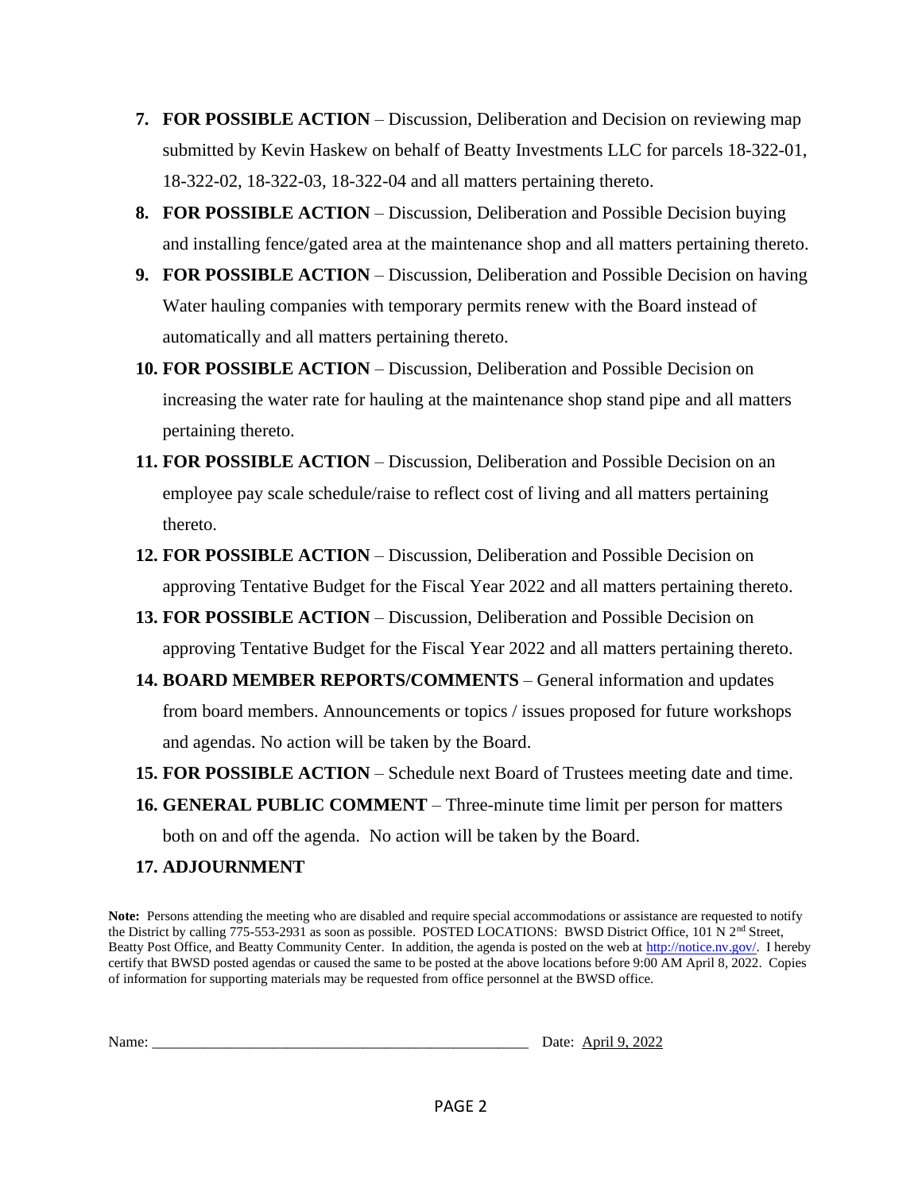7. **FOR POSSIBLE ACTION** – Discussion, Deliberation and Decision on reviewing map submitted by Kevin Haskew on behalf of Beatty Investments LLC for parcels 18-322-01, 18-322-02, 18-322-03, 18-322-04 and all matters pertaining thereto.
8. **FOR POSSIBLE ACTION** – Discussion, Deliberation and Possible Decision buying and installing fence/gated area at the maintenance shop and all matters pertaining thereto.
9. **FOR POSSIBLE ACTION** – Discussion, Deliberation and Possible Decision on having Water hauling companies with temporary permits renew with the Board instead of automatically and all matters pertaining thereto.
10. **FOR POSSIBLE ACTION** – Discussion, Deliberation and Possible Decision on increasing the water rate for hauling at the maintenance shop stand pipe and all matters pertaining thereto.
11. **FOR POSSIBLE ACTION** – Discussion, Deliberation and Possible Decision on an employee pay scale schedule/raise to reflect cost of living and all matters pertaining thereto.
12. **FOR POSSIBLE ACTION** – Discussion, Deliberation and Possible Decision on approving Tentative Budget for the Fiscal Year 2022 and all matters pertaining thereto.
13. **FOR POSSIBLE ACTION** – Discussion, Deliberation and Possible Decision on approving Tentative Budget for the Fiscal Year 2022 and all matters pertaining thereto.
14. **BOARD MEMBER REPORTS/COMMENTS** – General information and updates from board members. Announcements or topics / issues proposed for future workshops and agendas. No action will be taken by the Board.
15. **FOR POSSIBLE ACTION** – Schedule next Board of Trustees meeting date and time.
16. **GENERAL PUBLIC COMMENT** – Three-minute time limit per person for matters both on and off the agenda. No action will be taken by the Board.
17. **ADJOURNMENT**

**Note:** Persons attending the meeting who are disabled and require special accommodations or assistance are requested to notify the District by calling 775-553-2931 as soon as possible. POSTED LOCATIONS: BWSD District Office, 101 N 2nd Street, Beatty Post Office, and Beatty Community Center. In addition, the agenda is posted on the web at http://notice.nv.gov/. I hereby certify that BWSD posted agendas or caused the same to be posted at the above locations before 9:00 AM April 8, 2022. Copies of information for supporting materials may be requested from office personnel at the BWSD office.

Name: ____________________________________________ Date: April 9, 2022